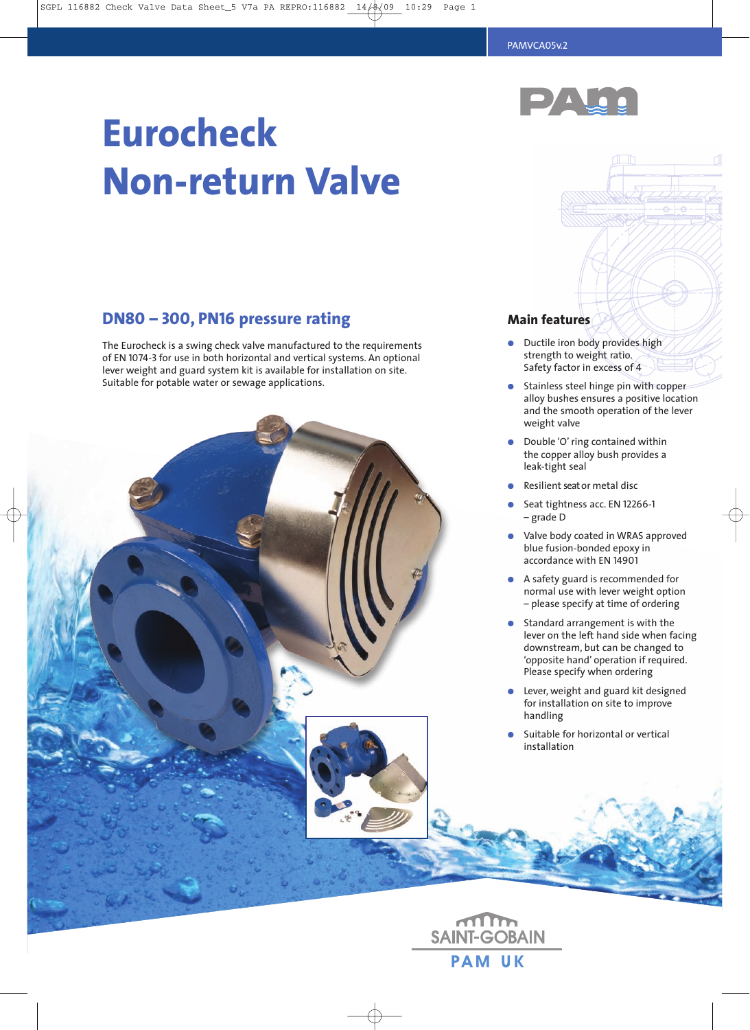# Eurocheck Non-return Valve

## DN80 – 300, PN16 pressure rating

The Eurocheck is a swing check valve manufactured to the requirements of EN 1074-3 for use in both horizontal and vertical systems. An optional lever weight and guard system kit is available for installation on site. Suitable for potable water or sewage applications.

## Main features

- Ductile iron body provides high strength to weight ratio. Safety factor in excess of 4
- Stainless steel hinge pin with copper alloy bushes ensures a positive location and the smooth operation of the lever weight valve
- Double 'O' ring contained within the copper alloy bush provides a leak-tight seal
- Resilient seat or metal disc
- Seat tightness acc. EN 12266-1 – grade D
- Valve body coated in WRAS approved blue fusion-bonded epoxy in accordance with EN 14901
- A safety guard is recommended for normal use with lever weight option – please specify at time of ordering
- Standard arrangement is with the lever on the left hand side when facing downstream, but can be changed to 'opposite hand' operation if required. Please specify when ordering
- Lever, weight and guard kit designed for installation on site to improve handling
- Suitable for horizontal or vertical installation

SAINT-GOBAIN PAM UK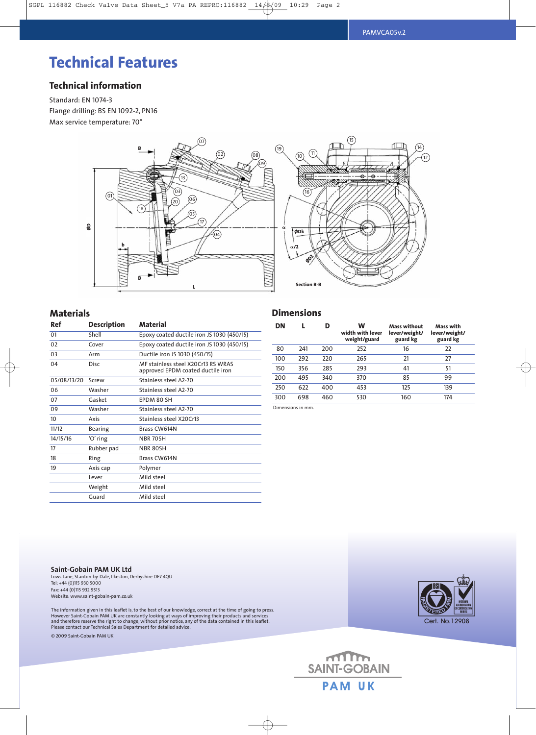# Technical Features

## Technical information

Standard: EN 1074-3
Flange drilling: BS EN 1092-2, PN16
Max service temperature: 70°

B
07
02
08
09
13
03
20
06
01
18
05
17
04
ØD
b
B
L
19
10
11
15
14
12
16
α
ØDk
α/2
ØD2
Section B-B

## Materials

| Ref | Description | Material |
|---|---|---|
| 01 | Shell | Epoxy coated ductile iron JS 1030 (450/15) |
| 02 | Cover | Epoxy coated ductile iron JS 1030 (450/15) |
| 03 | Arm | Ductile iron JS 1030 (450/15) |
| 04 | Disc | MF stainless steel X20Cr13 RS WRAS approved EPDM coated ductile iron |
| 05/08/13/20 | Screw | Stainless steel A2-70 |
| 06 | Washer | Stainless steel A2-70 |
| 07 | Gasket | EPDM 80 SH |
| 09 | Washer | Stainless steel A2-70 |
| 10 | Axis | Stainless steel X20Cr13 |
| 11/12 | Bearing | Brass CW614N |
| 14/15/16 | 'O' ring | NBR 70SH |
| 17 | Rubber pad | NBR 80SH |
| 18 | Ring | Brass CW614N |
| 19 | Axis cap | Polymer |
| | Lever | Mild steel |
| | Weight | Mild steel |
| | Guard | Mild steel |

## Dimensions

| DN | L | D | W width with lever weight/guard | Mass without lever/weight/ guard kg | Mass with lever/weight/ guard kg |
|---|---|---|---|---|---|
| 80 | 241 | 200 | 252 | 16 | 22 |
| 100 | 292 | 220 | 265 | 21 | 27 |
| 150 | 356 | 285 | 293 | 41 | 51 |
| 200 | 495 | 340 | 370 | 85 | 99 |
| 250 | 622 | 400 | 453 | 125 | 139 |
| 300 | 698 | 460 | 530 | 160 | 174 |

Dimensions in mm.

**Saint-Gobain PAM UK Ltd**
Lows Lane, Stanton-by-Dale, Ilkeston, Derbyshire DE7 4QU
Tel: +44 (0)115 930 5000
Fax: +44 (0)115 932 9513
Website: www.saint-gobain-pam.co.uk

The information given in this leaflet is, to the best of our knowledge, correct at the time of going to press. However Saint-Gobain PAM UK are constantly looking at ways of improving their products and services and therefore reserve the right to change, without prior notice, any of the data contained in this leaflet. Please contact our Technical Sales Department for detailed advice.

© 2009 Saint-Gobain PAM UK

Cert. No.12908

SAINT-GOBAIN
PAM UK